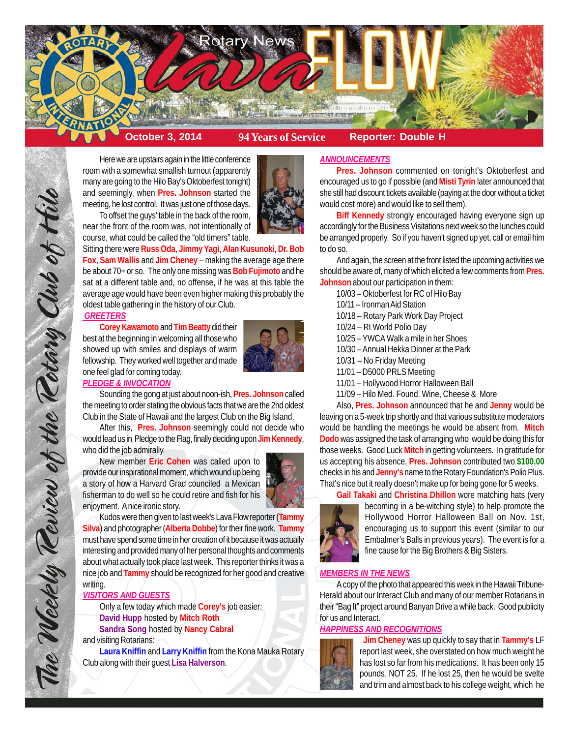# Rotary News *lava* FLOW

**October 3, 2014** | **94 Years of Service** | **Reporter: Double H**

*The Weekly Review of the Rotary Club of Hilo*

Here we are upstairs again in the little conference room with a somewhat smallish turnout (apparently many are going to the Hilo Bay's Oktoberfest tonight) and seemingly, when **Pres. Johnson** started the meeting, he lost control. It was just one of those days.

To offset the guys' table in the back of the room, near the front of the room was, not intentionally of course, what could be called the "old timers" table. Sitting there were **Russ Oda**, **Jimmy Yagi**, **Alan Kusunoki**, **Dr. Bob Fox**, **Sam Wallis** and **Jim Cheney** – making the average age there be about 70+ or so. The only one missing was **Bob Fujimoto** and he sat at a different table and, no offense, if he was at this table the average age would have been even higher making this probably the oldest table gathering in the history of our Club.

## GREETERS

**Corey Kawamoto** and **Tim Beatty** did their best at the beginning in welcoming all those who showed up with smiles and displays of warm fellowship. They worked well together and made one feel glad for coming today.

## PLEDGE & INVOCATION

Sounding the gong at just about noon-ish, **Pres. Johnson** called the meeting to order stating the obvious facts that we are the 2nd oldest Club in the State of Hawaii and the largest Club on the Big Island.

After this, **Pres. Johnson** seemingly could not decide who would lead us in Pledge to the Flag, finally deciding upon **Jim Kennedy**, who did the job admirably.

New member **Eric Cohen** was called upon to provide our inspirational moment, which wound up being a story of how a Harvard Grad counciled a Mexican fisherman to do well so he could retire and fish for his enjoyment. A nice ironic story.

Kudos were then given to last week's Lava Flow reporter (**Tammy Silva**) and photographer (**Alberta Dobbe**) for their fine work. **Tammy** must have spent some time in her creation of it because it was actually interesting and provided many of her personal thoughts and comments about what actually took place last week. This reporter thinks it was a nice job and **Tammy** should be recognized for her good and creative writing.

## VISITORS AND GUESTS

Only a few today which made **Corey's** job easier:

**David Hupp** hosted by **Mitch Roth**
**Sandra Song** hosted by **Nancy Cabral**

and visiting Rotarians:

**Laura Kniffin** and **Larry Kniffin** from the Kona Mauka Rotary Club along with their guest **Lisa Halverson**.

## ANNOUNCEMENTS

**Pres. Johnson** commented on tonight's Oktoberfest and encouraged us to go if possible (and **Misti Tyrin** later announced that she still had discount tickets available (paying at the door without a ticket would cost more) and would like to sell them).

**Biff Kennedy** strongly encouraged having everyone sign up accordingly for the Business Visitations next week so the lunches could be arranged properly. So if you haven't signed up yet, call or email him to do so.

And again, the screen at the front listed the upcoming activities we should be aware of, many of which elicited a few comments from **Pres. Johnson** about our participation in them:

10/03 – Oktoberfest for RC of Hilo Bay
10/11 – Ironman Aid Station
10/18 – Rotary Park Work Day Project
10/24 – RI World Polio Day
10/25 – YWCA Walk a mile in her Shoes
10/30 – Annual Hekka Dinner at the Park
10/31 – No Friday Meeting
11/01 – D5000 PRLS Meeting
11/01 – Hollywood Horror Halloween Ball
11/09 – Hilo Med. Found. Wine, Cheese & More

Also, **Pres. Johnson** announced that he and **Jenny** would be leaving on a 5-week trip shortly and that various substitute moderators would be handling the meetings he would be absent from. **Mitch Dodo** was assigned the task of arranging who would be doing this for those weeks. Good Luck **Mitch** in getting volunteers. In gratitude for us accepting his absence, **Pres. Johnson** contributed two **$100.00** checks in his and **Jenny's** name to the Rotary Foundation's Polio Plus. That's nice but it really doesn't make up for being gone for 5 weeks.

**Gail Takaki** and **Christina Dhillon** wore matching hats (very becoming in a be-witching style) to help promote the Hollywood Horror Halloween Ball on Nov. 1st, encouraging us to support this event (similar to our Embalmer's Balls in previous years). The event is for a fine cause for the Big Brothers & Big Sisters.

## MEMBERS IN THE NEWS

A copy of the photo that appeared this week in the Hawaii Tribune-Herald about our Interact Club and many of our member Rotarians in their "Bag It" project around Banyan Drive a while back. Good publicity for us and Interact.

## HAPPINESS AND RECOGNITIONS

**Jim Cheney** was up quickly to say that in **Tammy's** LF report last week, she overstated on how much weight he has lost so far from his medications. It has been only 15 pounds, NOT 25. If he lost 25, then he would be svelte and trim and almost back to his college weight, which he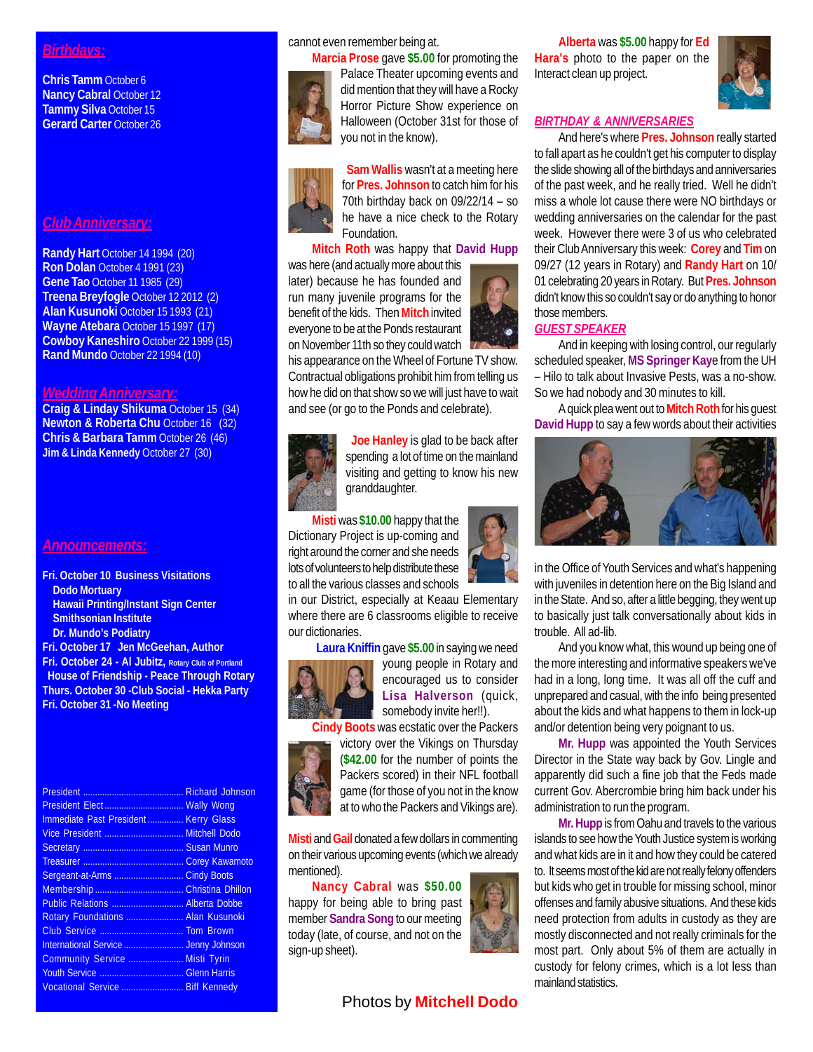## *Birthdays:*

**Chris Tamm** October 6
**Nancy Cabral** October 12
**Tammy Silva** October 15
**Gerard Carter** October 26

## *Club Anniversary:*

**Randy Hart** October 14 1994 (20)
**Ron Dolan** October 4 1991 (23)
**Gene Tao** October 11 1985 (29)
**Treena Breyfogle** October 12 2012 (2)
**Alan Kusunoki** October 15 1993 (21)
**Wayne Atebara** October 15 1997 (17)
**Cowboy Kaneshiro** October 22 1999 (15)
**Rand Mundo** October 22 1994 (10)

## *Wedding Anniversary:*

**Craig & Linday Shikuma** October 15 (34)
**Newton & Roberta Chu** October 16 (32)
**Chris & Barbara Tamm** October 26 (46)
**Jim & Linda Kennedy** October 27 (30)

## *Announcements:*

**Fri. October 10 Business Visitations**
- **Dodo Mortuary**
- **Hawaii Printing/Instant Sign Center**
- **Smithsonian Institute**
- **Dr. Mundo's Podiatry**

**Fri. October 17 Jen McGeehan, Author**
**Fri. October 24 - Al Jubitz,** Rotary Club of Portland
**House of Friendship - Peace Through Rotary**
**Thurs. October 30 -Club Social - Hekka Party**
**Fri. October 31 -No Meeting**

| | |
|---|---|
| President | Richard Johnson |
| President Elect | Wally Wong |
| Immediate Past President | Kerry Glass |
| Vice President | Mitchell Dodo |
| Secretary | Susan Munro |
| Treasurer | Corey Kawamoto |
| Sergeant-at-Arms | Cindy Boots |
| Membership | Christina Dhillon |
| Public Relations | Alberta Dobbe |
| Rotary Foundations | Alan Kusunoki |
| Club Service | Tom Brown |
| International Service | Jenny Johnson |
| Community Service | Misti Tyrin |
| Youth Service | Glenn Harris |
| Vocational Service | Biff Kennedy |

cannot even remember being at.

**Marcia Prose** gave **$5.00** for promoting the Palace Theater upcoming events and did mention that they will have a Rocky Horror Picture Show experience on Halloween (October 31st for those of you not in the know).

**Sam Wallis** wasn't at a meeting here for **Pres. Johnson** to catch him for his 70th birthday back on 09/22/14 – so he have a nice check to the Rotary Foundation.

**Mitch Roth** was happy that **David Hupp** was here (and actually more about this later) because he has founded and run many juvenile programs for the benefit of the kids. Then **Mitch** invited everyone to be at the Ponds restaurant on November 11th so they could watch his appearance on the Wheel of Fortune TV show. Contractual obligations prohibit him from telling us how he did on that show so we will just have to wait and see (or go to the Ponds and celebrate).

**Joe Hanley** is glad to be back after spending a lot of time on the mainland visiting and getting to know his new granddaughter.

**Misti** was **$10.00** happy that the Dictionary Project is up-coming and right around the corner and she needs lots of volunteers to help distribute these to all the various classes and schools in our District, especially at Keaau Elementary where there are 6 classrooms eligible to receive our dictionaries.

**Laura Kniffin** gave **$5.00** in saying we need young people in Rotary and encouraged us to consider **Lisa Halverson** (quick, somebody invite her!!).

**Cindy Boots** was ecstatic over the Packers victory over the Vikings on Thursday (**$42.00** for the number of points the Packers scored) in their NFL football game (for those of you not in the know at to who the Packers and Vikings are).

**Misti** and **Gail** donated a few dollars in commenting on their various upcoming events (which we already mentioned).

**Nancy Cabral** was **$50.00** happy for being able to bring past member **Sandra Song** to our meeting today (late, of course, and not on the sign-up sheet).

**Alberta** was **$5.00** happy for **Ed Hara's** photo to the paper on the Interact clean up project.

### *BIRTHDAY & ANNIVERSARIES*

And here's where **Pres. Johnson** really started to fall apart as he couldn't get his computer to display the slide showing all of the birthdays and anniversaries of the past week, and he really tried. Well he didn't miss a whole lot cause there were NO birthdays or wedding anniversaries on the calendar for the past week. However there were 3 of us who celebrated their Club Anniversary this week: **Corey** and **Tim** on 09/27 (12 years in Rotary) and **Randy Hart** on 10/01 celebrating 20 years in Rotary. But **Pres. Johnson** didn't know this so couldn't say or do anything to honor those members.

### *GUEST SPEAKER*

And in keeping with losing control, our regularly scheduled speaker, **MS Springer Kaye** from the UH – Hilo to talk about Invasive Pests, was a no-show. So we had nobody and 30 minutes to kill.

A quick plea went out to **Mitch Roth** for his guest **David Hupp** to say a few words about their activities in the Office of Youth Services and what's happening with juveniles in detention here on the Big Island and in the State. And so, after a little begging, they went up to basically just talk conversationally about kids in trouble. All ad-lib.

And you know what, this wound up being one of the more interesting and informative speakers we've had in a long, long time. It was all off the cuff and unprepared and casual, with the info being presented about the kids and what happens to them in lock-up and/or detention being very poignant to us.

**Mr. Hupp** was appointed the Youth Services Director in the State way back by Gov. Lingle and apparently did such a fine job that the Feds made current Gov. Abercrombie bring him back under his administration to run the program.

**Mr. Hupp** is from Oahu and travels to the various islands to see how the Youth Justice system is working and what kids are in it and how they could be catered to. It seems most of the kid are not really felony offenders but kids who get in trouble for missing school, minor offenses and family abusive situations. And these kids need protection from adults in custody as they are mostly disconnected and not really criminals for the most part. Only about 5% of them are actually in custody for felony crimes, which is a lot less than mainland statistics.

Photos by **Mitchell Dodo**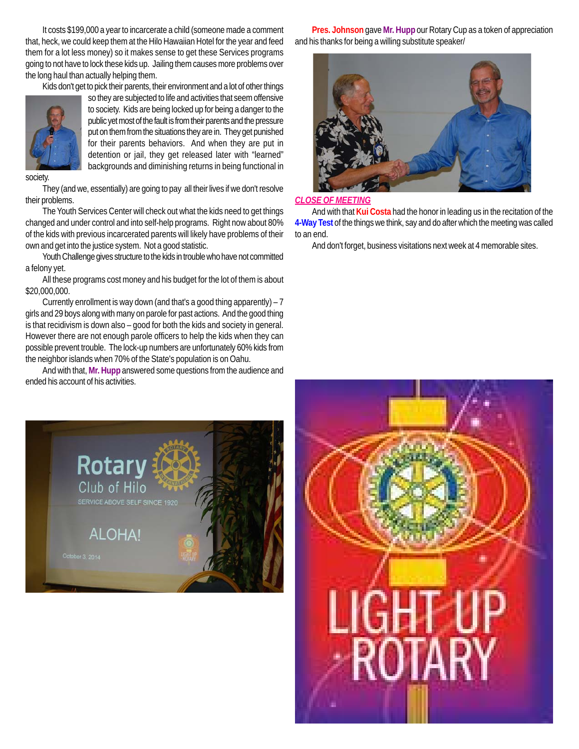It costs $199,000 a year to incarcerate a child (someone made a comment that, heck, we could keep them at the Hilo Hawaiian Hotel for the year and feed them for a lot less money) so it makes sense to get these Services programs going to not have to lock these kids up. Jailing them causes more problems over the long haul than actually helping them.

Kids don't get to pick their parents, their environment and a lot of other things so they are subjected to life and activities that seem offensive to society. Kids are being locked up for being a danger to the public yet most of the fault is from their parents and the pressure put on them from the situations they are in. They get punished for their parents behaviors. And when they are put in detention or jail, they get released later with "learned" backgrounds and diminishing returns in being functional in society.

They (and we, essentially) are going to pay all their lives if we don't resolve their problems.

The Youth Services Center will check out what the kids need to get things changed and under control and into self-help programs. Right now about 80% of the kids with previous incarcerated parents will likely have problems of their own and get into the justice system. Not a good statistic.

Youth Challenge gives structure to the kids in trouble who have not committed a felony yet.

All these programs cost money and his budget for the lot of them is about $20,000,000.

Currently enrollment is way down (and that's a good thing apparently) – 7 girls and 29 boys along with many on parole for past actions. And the good thing is that recidivism is down also – good for both the kids and society in general. However there are not enough parole officers to help the kids when they can possible prevent trouble. The lock-up numbers are unfortunately 60% kids from the neighbor islands when 70% of the State's population is on Oahu.

And with that, **Mr. Hupp** answered some questions from the audience and ended his account of his activities.

**Pres. Johnson** gave **Mr. Hupp** our Rotary Cup as a token of appreciation and his thanks for being a willing substitute speaker/

***CLOSE OF MEETING***

And with that **Kui Costa** had the honor in leading us in the recitation of the **4-Way Test** of the things we think, say and do after which the meeting was called to an end.

And don't forget, business visitations next week at 4 memorable sites.